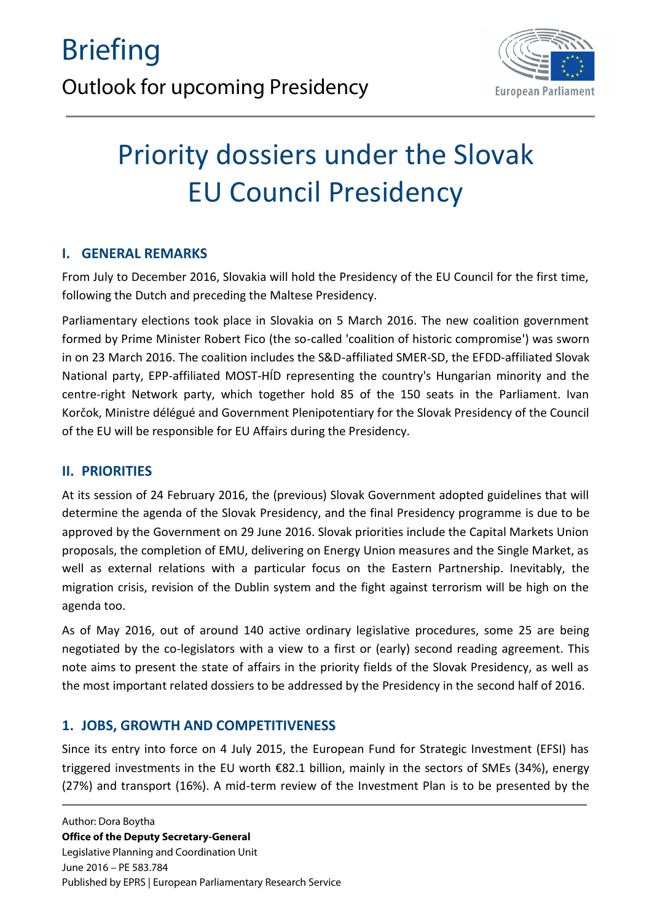# Briefing

## Outlook for upcoming Presidency

# Priority dossiers under the Slovak EU Council Presidency

## I. GENERAL REMARKS

From July to December 2016, Slovakia will hold the Presidency of the EU Council for the first time, following the Dutch and preceding the Maltese Presidency.

Parliamentary elections took place in Slovakia on 5 March 2016. The new coalition government formed by Prime Minister Robert Fico (the so-called 'coalition of historic compromise') was sworn in on 23 March 2016. The coalition includes the S&D-affiliated SMER-SD, the EFDD-affiliated Slovak National party, EPP-affiliated MOST-HÍD representing the country's Hungarian minority and the centre-right Network party, which together hold 85 of the 150 seats in the Parliament. Ivan Korčok, Ministre délégué and Government Plenipotentiary for the Slovak Presidency of the Council of the EU will be responsible for EU Affairs during the Presidency.

## II. PRIORITIES

At its session of 24 February 2016, the (previous) Slovak Government adopted guidelines that will determine the agenda of the Slovak Presidency, and the final Presidency programme is due to be approved by the Government on 29 June 2016. Slovak priorities include the Capital Markets Union proposals, the completion of EMU, delivering on Energy Union measures and the Single Market, as well as external relations with a particular focus on the Eastern Partnership. Inevitably, the migration crisis, revision of the Dublin system and the fight against terrorism will be high on the agenda too.

As of May 2016, out of around 140 active ordinary legislative procedures, some 25 are being negotiated by the co-legislators with a view to a first or (early) second reading agreement. This note aims to present the state of affairs in the priority fields of the Slovak Presidency, as well as the most important related dossiers to be addressed by the Presidency in the second half of 2016.

## 1. JOBS, GROWTH AND COMPETITIVENESS

Since its entry into force on 4 July 2015, the European Fund for Strategic Investment (EFSI) has triggered investments in the EU worth €82.1 billion, mainly in the sectors of SMEs (34%), energy (27%) and transport (16%). A mid-term review of the Investment Plan is to be presented by the

Author: Dora Boytha
**Office of the Deputy Secretary-General**
Legislative Planning and Coordination Unit
June 2016 – PE 583.784
Published by EPRS | European Parliamentary Research Service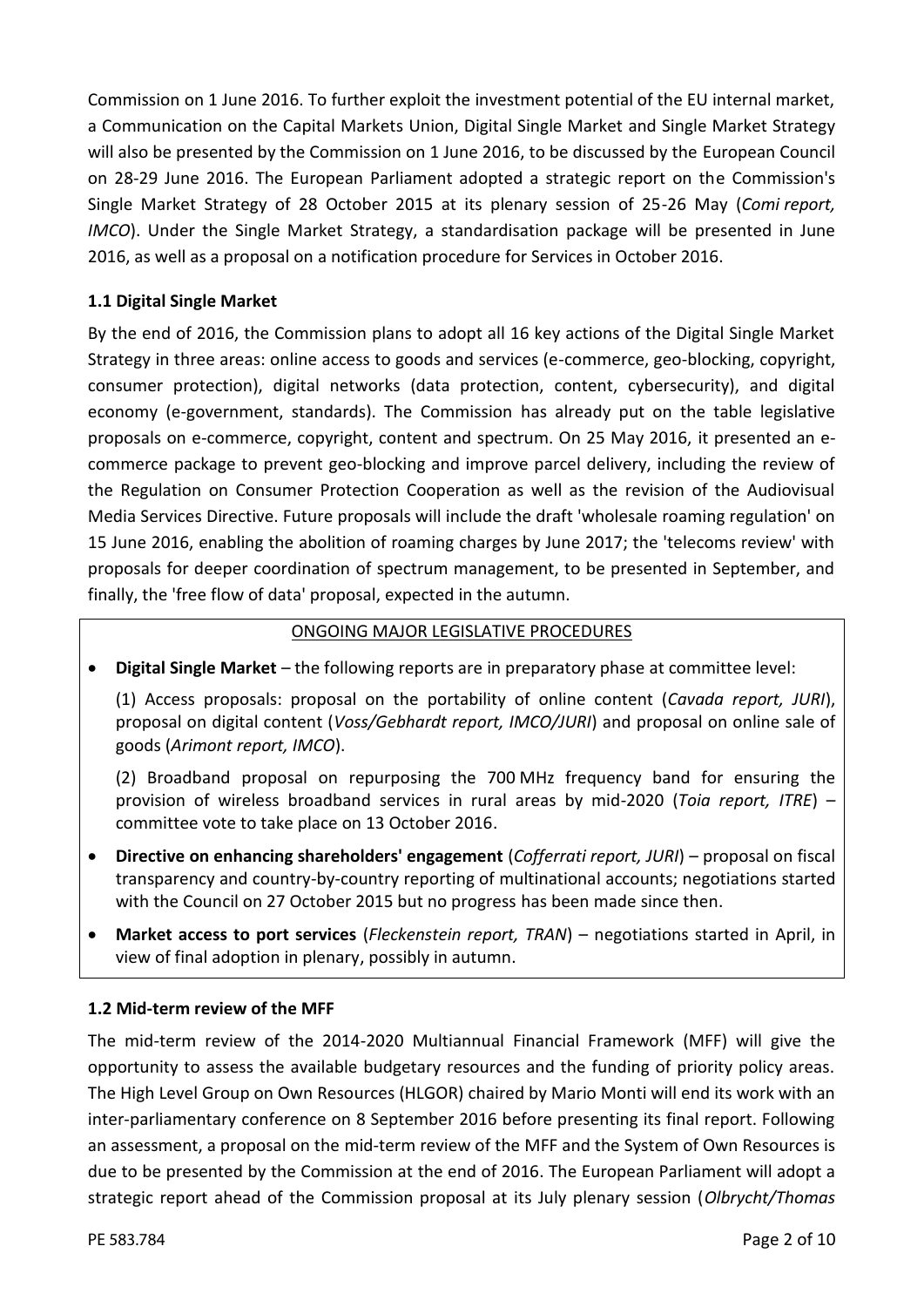Commission on 1 June 2016. To further exploit the investment potential of the EU internal market, a Communication on the Capital Markets Union, Digital Single Market and Single Market Strategy will also be presented by the Commission on 1 June 2016, to be discussed by the European Council on 28-29 June 2016. The European Parliament adopted a strategic report on the Commission's Single Market Strategy of 28 October 2015 at its plenary session of 25-26 May (*Comi report, IMCO*). Under the Single Market Strategy, a standardisation package will be presented in June 2016, as well as a proposal on a notification procedure for Services in October 2016.

### 1.1 Digital Single Market

By the end of 2016, the Commission plans to adopt all 16 key actions of the Digital Single Market Strategy in three areas: online access to goods and services (e-commerce, geo-blocking, copyright, consumer protection), digital networks (data protection, content, cybersecurity), and digital economy (e-government, standards). The Commission has already put on the table legislative proposals on e-commerce, copyright, content and spectrum. On 25 May 2016, it presented an e-commerce package to prevent geo-blocking and improve parcel delivery, including the review of the Regulation on Consumer Protection Cooperation as well as the revision of the Audiovisual Media Services Directive. Future proposals will include the draft 'wholesale roaming regulation' on 15 June 2016, enabling the abolition of roaming charges by June 2017; the 'telecoms review' with proposals for deeper coordination of spectrum management, to be presented in September, and finally, the 'free flow of data' proposal, expected in the autumn.

<u>ONGOING MAJOR LEGISLATIVE PROCEDURES</u>

- **Digital Single Market** – the following reports are in preparatory phase at committee level:

  (1) Access proposals: proposal on the portability of online content (*Cavada report, JURI*), proposal on digital content (*Voss/Gebhardt report, IMCO/JURI*) and proposal on online sale of goods (*Arimont report, IMCO*).

  (2) Broadband proposal on repurposing the 700 MHz frequency band for ensuring the provision of wireless broadband services in rural areas by mid-2020 (*Toia report, ITRE*) – committee vote to take place on 13 October 2016.

- **Directive on enhancing shareholders' engagement** (*Cofferrati report, JURI*) – proposal on fiscal transparency and country-by-country reporting of multinational accounts; negotiations started with the Council on 27 October 2015 but no progress has been made since then.
- **Market access to port services** (*Fleckenstein report, TRAN*) – negotiations started in April, in view of final adoption in plenary, possibly in autumn.

### 1.2 Mid-term review of the MFF

The mid-term review of the 2014-2020 Multiannual Financial Framework (MFF) will give the opportunity to assess the available budgetary resources and the funding of priority policy areas. The High Level Group on Own Resources (HLGOR) chaired by Mario Monti will end its work with an inter-parliamentary conference on 8 September 2016 before presenting its final report. Following an assessment, a proposal on the mid-term review of the MFF and the System of Own Resources is due to be presented by the Commission at the end of 2016. The European Parliament will adopt a strategic report ahead of the Commission proposal at its July plenary session (*Olbrycht/Thomas*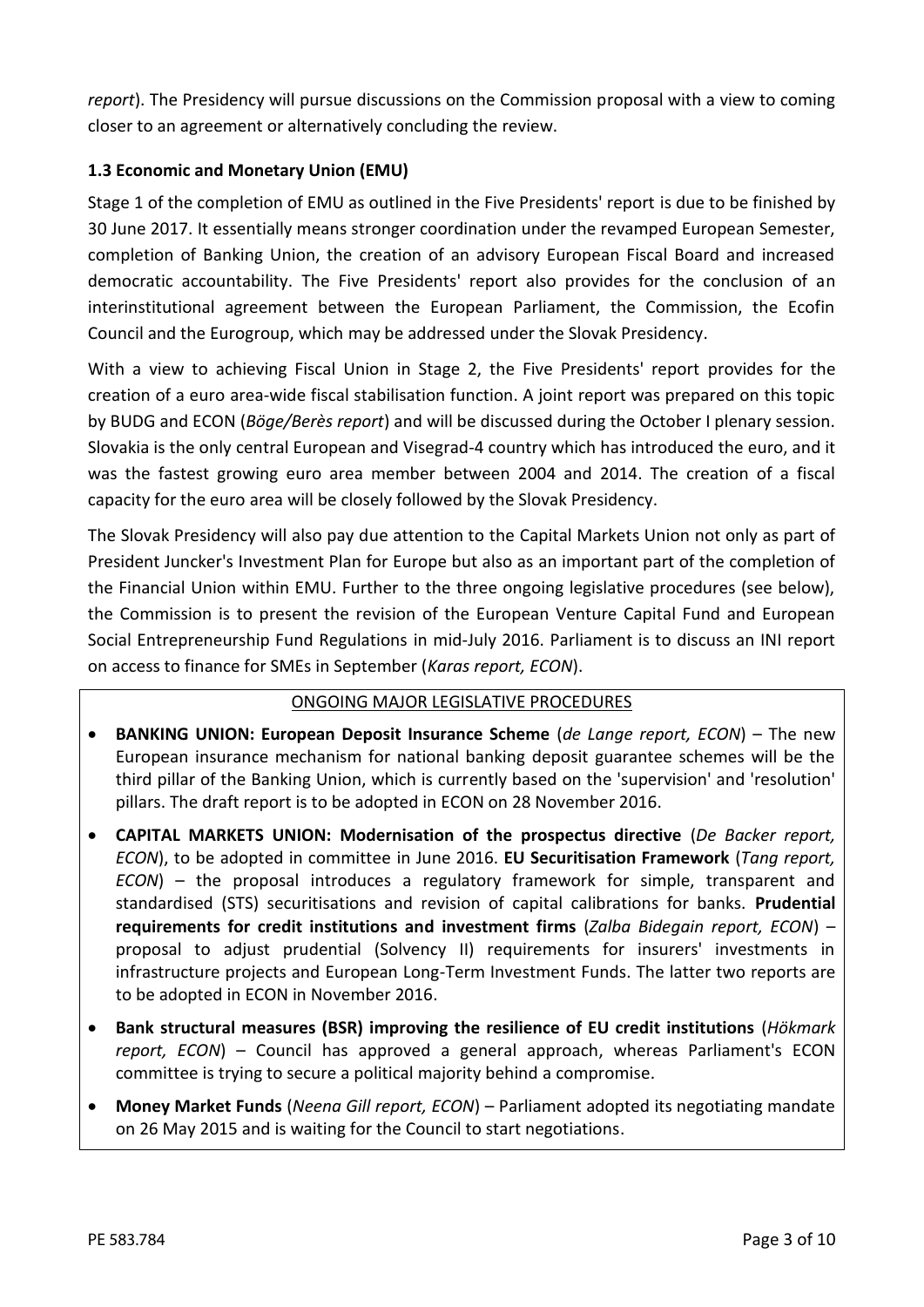*report*). The Presidency will pursue discussions on the Commission proposal with a view to coming closer to an agreement or alternatively concluding the review.

### 1.3 Economic and Monetary Union (EMU)

Stage 1 of the completion of EMU as outlined in the Five Presidents' report is due to be finished by 30 June 2017. It essentially means stronger coordination under the revamped European Semester, completion of Banking Union, the creation of an advisory European Fiscal Board and increased democratic accountability. The Five Presidents' report also provides for the conclusion of an interinstitutional agreement between the European Parliament, the Commission, the Ecofin Council and the Eurogroup, which may be addressed under the Slovak Presidency.

With a view to achieving Fiscal Union in Stage 2, the Five Presidents' report provides for the creation of a euro area-wide fiscal stabilisation function. A joint report was prepared on this topic by BUDG and ECON (*Böge/Berès report*) and will be discussed during the October I plenary session. Slovakia is the only central European and Visegrad-4 country which has introduced the euro, and it was the fastest growing euro area member between 2004 and 2014. The creation of a fiscal capacity for the euro area will be closely followed by the Slovak Presidency.

The Slovak Presidency will also pay due attention to the Capital Markets Union not only as part of President Juncker's Investment Plan for Europe but also as an important part of the completion of the Financial Union within EMU. Further to the three ongoing legislative procedures (see below), the Commission is to present the revision of the European Venture Capital Fund and European Social Entrepreneurship Fund Regulations in mid-July 2016. Parliament is to discuss an INI report on access to finance for SMEs in September (*Karas report, ECON*).

ONGOING MAJOR LEGISLATIVE PROCEDURES

- **BANKING UNION: European Deposit Insurance Scheme** (*de Lange report, ECON*) – The new European insurance mechanism for national banking deposit guarantee schemes will be the third pillar of the Banking Union, which is currently based on the 'supervision' and 'resolution' pillars. The draft report is to be adopted in ECON on 28 November 2016.
- **CAPITAL MARKETS UNION: Modernisation of the prospectus directive** (*De Backer report, ECON*), to be adopted in committee in June 2016. **EU Securitisation Framework** (*Tang report, ECON*) – the proposal introduces a regulatory framework for simple, transparent and standardised (STS) securitisations and revision of capital calibrations for banks. **Prudential requirements for credit institutions and investment firms** (*Zalba Bidegain report, ECON*) – proposal to adjust prudential (Solvency II) requirements for insurers' investments in infrastructure projects and European Long-Term Investment Funds. The latter two reports are to be adopted in ECON in November 2016.
- **Bank structural measures (BSR) improving the resilience of EU credit institutions** (*Hökmark report, ECON*) – Council has approved a general approach, whereas Parliament's ECON committee is trying to secure a political majority behind a compromise.
- **Money Market Funds** (*Neena Gill report, ECON*) – Parliament adopted its negotiating mandate on 26 May 2015 and is waiting for the Council to start negotiations.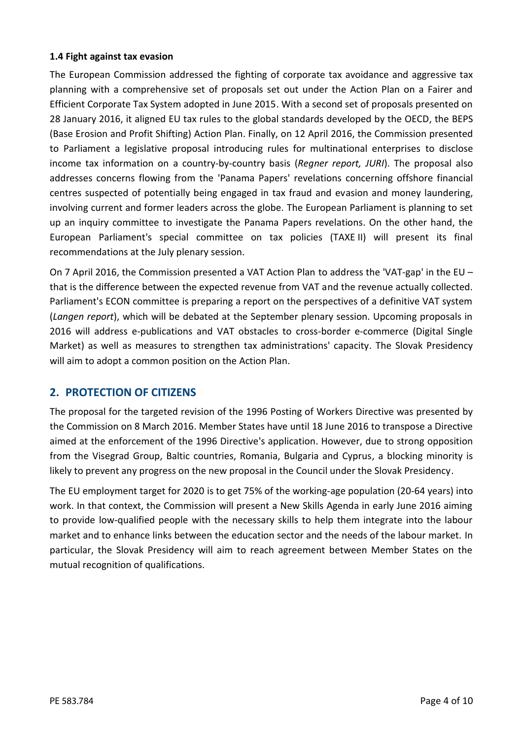### 1.4 Fight against tax evasion

The European Commission addressed the fighting of corporate tax avoidance and aggressive tax planning with a comprehensive set of proposals set out under the Action Plan on a Fairer and Efficient Corporate Tax System adopted in June 2015. With a second set of proposals presented on 28 January 2016, it aligned EU tax rules to the global standards developed by the OECD, the BEPS (Base Erosion and Profit Shifting) Action Plan. Finally, on 12 April 2016, the Commission presented to Parliament a legislative proposal introducing rules for multinational enterprises to disclose income tax information on a country-by-country basis (*Regner report, JURI*). The proposal also addresses concerns flowing from the 'Panama Papers' revelations concerning offshore financial centres suspected of potentially being engaged in tax fraud and evasion and money laundering, involving current and former leaders across the globe. The European Parliament is planning to set up an inquiry committee to investigate the Panama Papers revelations. On the other hand, the European Parliament's special committee on tax policies (TAXE II) will present its final recommendations at the July plenary session.

On 7 April 2016, the Commission presented a VAT Action Plan to address the 'VAT-gap' in the EU – that is the difference between the expected revenue from VAT and the revenue actually collected. Parliament's ECON committee is preparing a report on the perspectives of a definitive VAT system (*Langen report*), which will be debated at the September plenary session. Upcoming proposals in 2016 will address e-publications and VAT obstacles to cross-border e-commerce (Digital Single Market) as well as measures to strengthen tax administrations' capacity. The Slovak Presidency will aim to adopt a common position on the Action Plan.

## 2. PROTECTION OF CITIZENS

The proposal for the targeted revision of the 1996 Posting of Workers Directive was presented by the Commission on 8 March 2016. Member States have until 18 June 2016 to transpose a Directive aimed at the enforcement of the 1996 Directive's application. However, due to strong opposition from the Visegrad Group, Baltic countries, Romania, Bulgaria and Cyprus, a blocking minority is likely to prevent any progress on the new proposal in the Council under the Slovak Presidency.

The EU employment target for 2020 is to get 75% of the working-age population (20-64 years) into work. In that context, the Commission will present a New Skills Agenda in early June 2016 aiming to provide low-qualified people with the necessary skills to help them integrate into the labour market and to enhance links between the education sector and the needs of the labour market. In particular, the Slovak Presidency will aim to reach agreement between Member States on the mutual recognition of qualifications.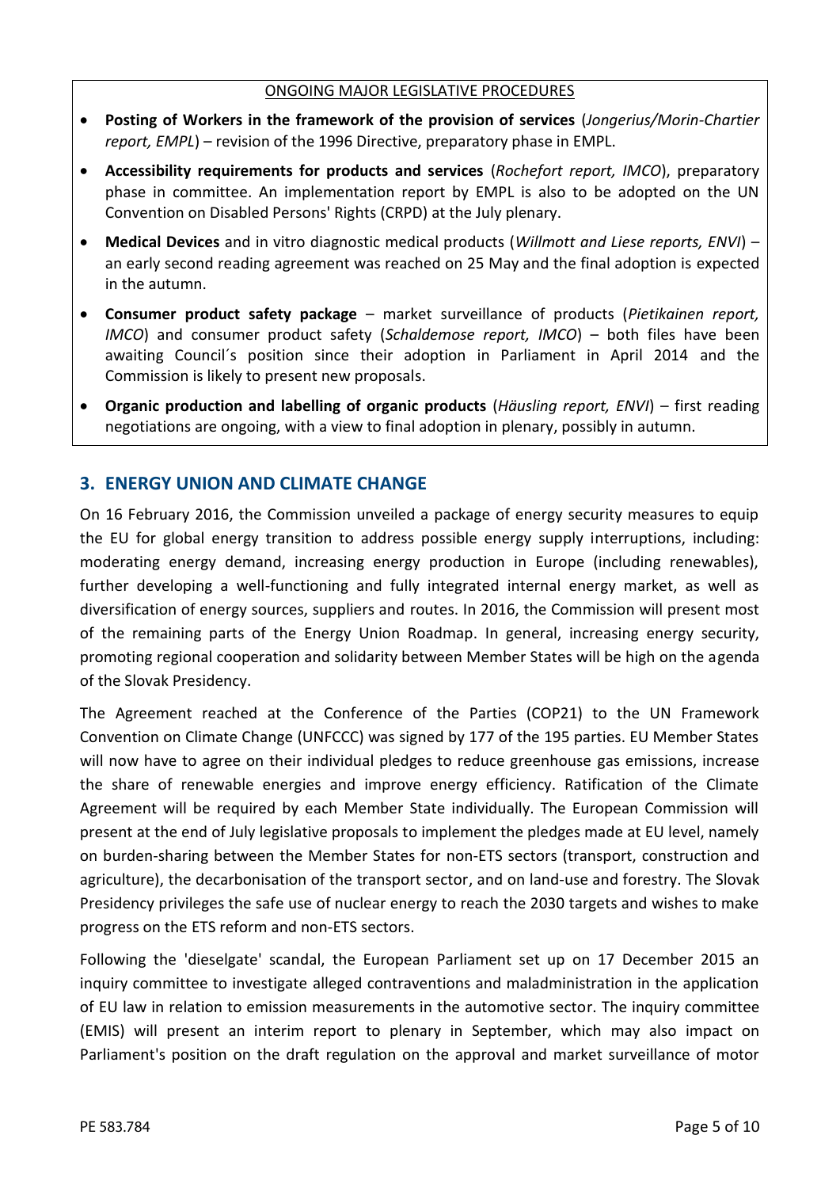ONGOING MAJOR LEGISLATIVE PROCEDURES

- **Posting of Workers in the framework of the provision of services** (*Jongerius/Morin-Chartier report, EMPL*) – revision of the 1996 Directive, preparatory phase in EMPL.
- **Accessibility requirements for products and services** (*Rochefort report, IMCO*), preparatory phase in committee. An implementation report by EMPL is also to be adopted on the UN Convention on Disabled Persons' Rights (CRPD) at the July plenary.
- **Medical Devices** and in vitro diagnostic medical products (*Willmott and Liese reports, ENVI*) – an early second reading agreement was reached on 25 May and the final adoption is expected in the autumn.
- **Consumer product safety package** – market surveillance of products (*Pietikainen report, IMCO*) and consumer product safety (*Schaldemose report, IMCO*) – both files have been awaiting Council´s position since their adoption in Parliament in April 2014 and the Commission is likely to present new proposals.
- **Organic production and labelling of organic products** (*Häusling report, ENVI*) – first reading negotiations are ongoing, with a view to final adoption in plenary, possibly in autumn.

## 3. ENERGY UNION AND CLIMATE CHANGE

On 16 February 2016, the Commission unveiled a package of energy security measures to equip the EU for global energy transition to address possible energy supply interruptions, including: moderating energy demand, increasing energy production in Europe (including renewables), further developing a well-functioning and fully integrated internal energy market, as well as diversification of energy sources, suppliers and routes. In 2016, the Commission will present most of the remaining parts of the Energy Union Roadmap. In general, increasing energy security, promoting regional cooperation and solidarity between Member States will be high on the agenda of the Slovak Presidency.

The Agreement reached at the Conference of the Parties (COP21) to the UN Framework Convention on Climate Change (UNFCCC) was signed by 177 of the 195 parties. EU Member States will now have to agree on their individual pledges to reduce greenhouse gas emissions, increase the share of renewable energies and improve energy efficiency. Ratification of the Climate Agreement will be required by each Member State individually. The European Commission will present at the end of July legislative proposals to implement the pledges made at EU level, namely on burden-sharing between the Member States for non-ETS sectors (transport, construction and agriculture), the decarbonisation of the transport sector, and on land-use and forestry. The Slovak Presidency privileges the safe use of nuclear energy to reach the 2030 targets and wishes to make progress on the ETS reform and non-ETS sectors.

Following the 'dieselgate' scandal, the European Parliament set up on 17 December 2015 an inquiry committee to investigate alleged contraventions and maladministration in the application of EU law in relation to emission measurements in the automotive sector. The inquiry committee (EMIS) will present an interim report to plenary in September, which may also impact on Parliament's position on the draft regulation on the approval and market surveillance of motor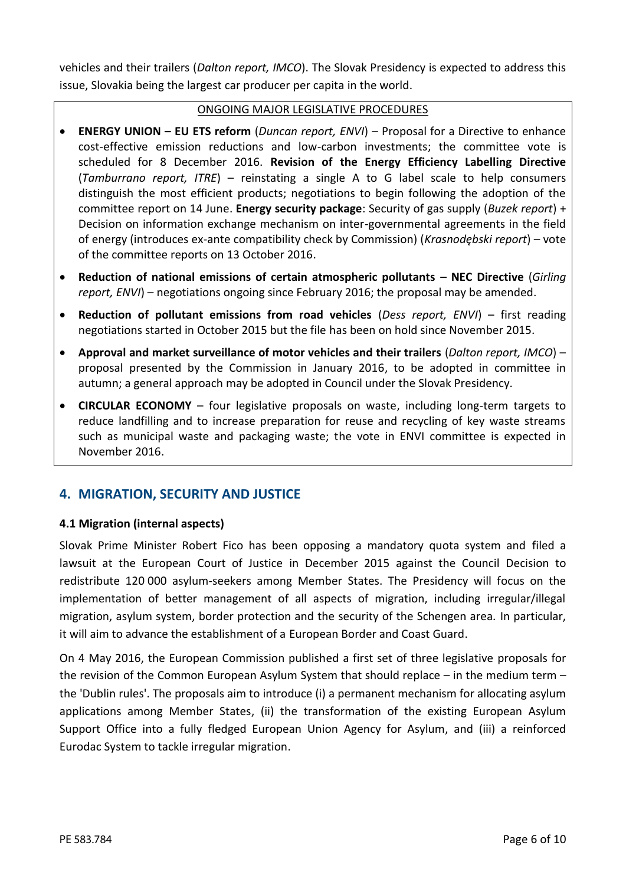vehicles and their trailers (*Dalton report, IMCO*). The Slovak Presidency is expected to address this issue, Slovakia being the largest car producer per capita in the world.

ONGOING MAJOR LEGISLATIVE PROCEDURES

- **ENERGY UNION – EU ETS reform** (*Duncan report, ENVI*) – Proposal for a Directive to enhance cost-effective emission reductions and low-carbon investments; the committee vote is scheduled for 8 December 2016. **Revision of the Energy Efficiency Labelling Directive** (*Tamburrano report, ITRE*) – reinstating a single A to G label scale to help consumers distinguish the most efficient products; negotiations to begin following the adoption of the committee report on 14 June. **Energy security package**: Security of gas supply (*Buzek report*) + Decision on information exchange mechanism on inter-governmental agreements in the field of energy (introduces ex-ante compatibility check by Commission) (*Krasnodębski report*) – vote of the committee reports on 13 October 2016.
- **Reduction of national emissions of certain atmospheric pollutants – NEC Directive** (*Girling report, ENVI*) – negotiations ongoing since February 2016; the proposal may be amended.
- **Reduction of pollutant emissions from road vehicles** (*Dess report, ENVI*) – first reading negotiations started in October 2015 but the file has been on hold since November 2015.
- **Approval and market surveillance of motor vehicles and their trailers** (*Dalton report, IMCO*) – proposal presented by the Commission in January 2016, to be adopted in committee in autumn; a general approach may be adopted in Council under the Slovak Presidency.
- **CIRCULAR ECONOMY** – four legislative proposals on waste, including long-term targets to reduce landfilling and to increase preparation for reuse and recycling of key waste streams such as municipal waste and packaging waste; the vote in ENVI committee is expected in November 2016.

## 4. MIGRATION, SECURITY AND JUSTICE

### 4.1 Migration (internal aspects)

Slovak Prime Minister Robert Fico has been opposing a mandatory quota system and filed a lawsuit at the European Court of Justice in December 2015 against the Council Decision to redistribute 120 000 asylum-seekers among Member States. The Presidency will focus on the implementation of better management of all aspects of migration, including irregular/illegal migration, asylum system, border protection and the security of the Schengen area. In particular, it will aim to advance the establishment of a European Border and Coast Guard.

On 4 May 2016, the European Commission published a first set of three legislative proposals for the revision of the Common European Asylum System that should replace – in the medium term – the 'Dublin rules'. The proposals aim to introduce (i) a permanent mechanism for allocating asylum applications among Member States, (ii) the transformation of the existing European Asylum Support Office into a fully fledged European Union Agency for Asylum, and (iii) a reinforced Eurodac System to tackle irregular migration.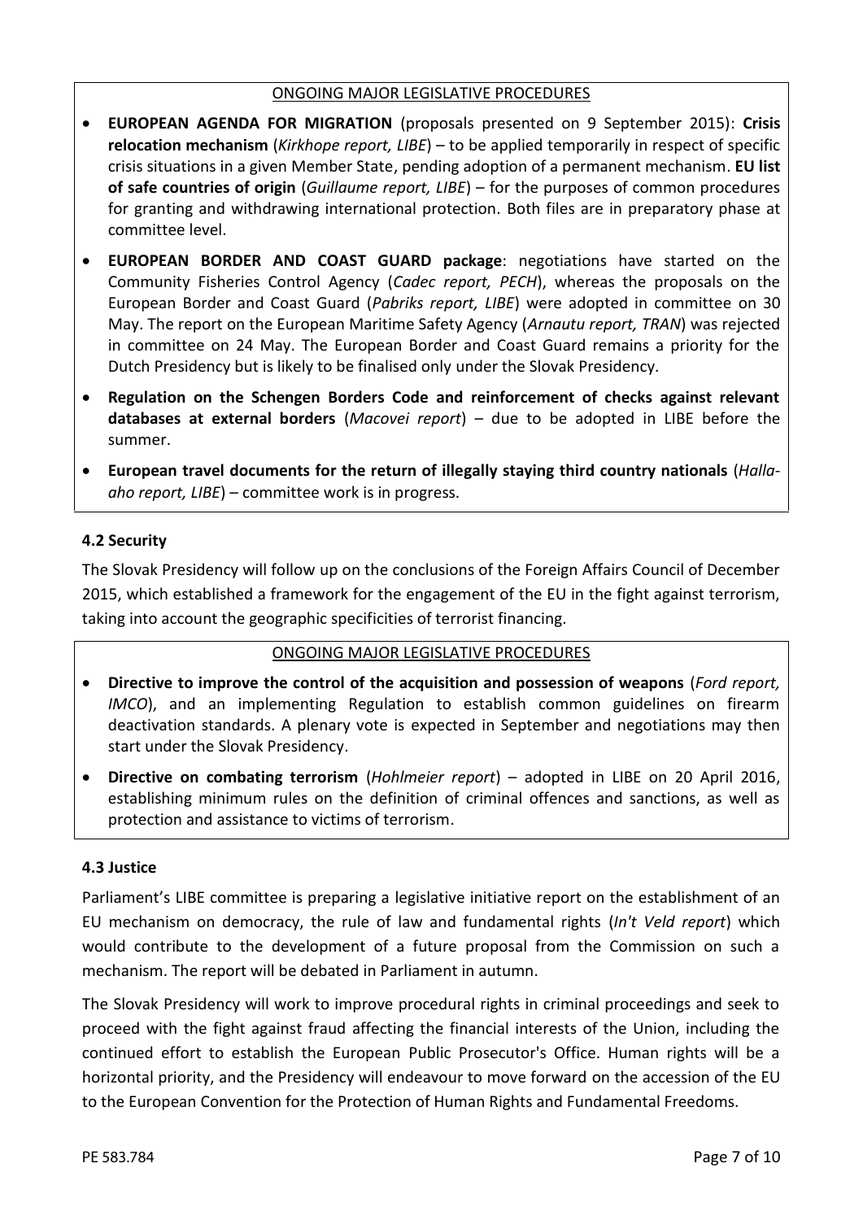ONGOING MAJOR LEGISLATIVE PROCEDURES

- **EUROPEAN AGENDA FOR MIGRATION** (proposals presented on 9 September 2015): **Crisis relocation mechanism** (*Kirkhope report, LIBE*) – to be applied temporarily in respect of specific crisis situations in a given Member State, pending adoption of a permanent mechanism. **EU list of safe countries of origin** (*Guillaume report, LIBE*) – for the purposes of common procedures for granting and withdrawing international protection. Both files are in preparatory phase at committee level.
- **EUROPEAN BORDER AND COAST GUARD package**: negotiations have started on the Community Fisheries Control Agency (*Cadec report, PECH*), whereas the proposals on the European Border and Coast Guard (*Pabriks report, LIBE*) were adopted in committee on 30 May. The report on the European Maritime Safety Agency (*Arnautu report, TRAN*) was rejected in committee on 24 May. The European Border and Coast Guard remains a priority for the Dutch Presidency but is likely to be finalised only under the Slovak Presidency.
- **Regulation on the Schengen Borders Code and reinforcement of checks against relevant databases at external borders** (*Macovei report*) – due to be adopted in LIBE before the summer.
- **European travel documents for the return of illegally staying third country nationals** (*Halla-aho report, LIBE*) – committee work is in progress.

### 4.2 Security

The Slovak Presidency will follow up on the conclusions of the Foreign Affairs Council of December 2015, which established a framework for the engagement of the EU in the fight against terrorism, taking into account the geographic specificities of terrorist financing.

ONGOING MAJOR LEGISLATIVE PROCEDURES

- **Directive to improve the control of the acquisition and possession of weapons** (*Ford report, IMCO*), and an implementing Regulation to establish common guidelines on firearm deactivation standards. A plenary vote is expected in September and negotiations may then start under the Slovak Presidency.
- **Directive on combating terrorism** (*Hohlmeier report*) – adopted in LIBE on 20 April 2016, establishing minimum rules on the definition of criminal offences and sanctions, as well as protection and assistance to victims of terrorism.

### 4.3 Justice

Parliament's LIBE committee is preparing a legislative initiative report on the establishment of an EU mechanism on democracy, the rule of law and fundamental rights (*In't Veld report*) which would contribute to the development of a future proposal from the Commission on such a mechanism. The report will be debated in Parliament in autumn.

The Slovak Presidency will work to improve procedural rights in criminal proceedings and seek to proceed with the fight against fraud affecting the financial interests of the Union, including the continued effort to establish the European Public Prosecutor's Office. Human rights will be a horizontal priority, and the Presidency will endeavour to move forward on the accession of the EU to the European Convention for the Protection of Human Rights and Fundamental Freedoms.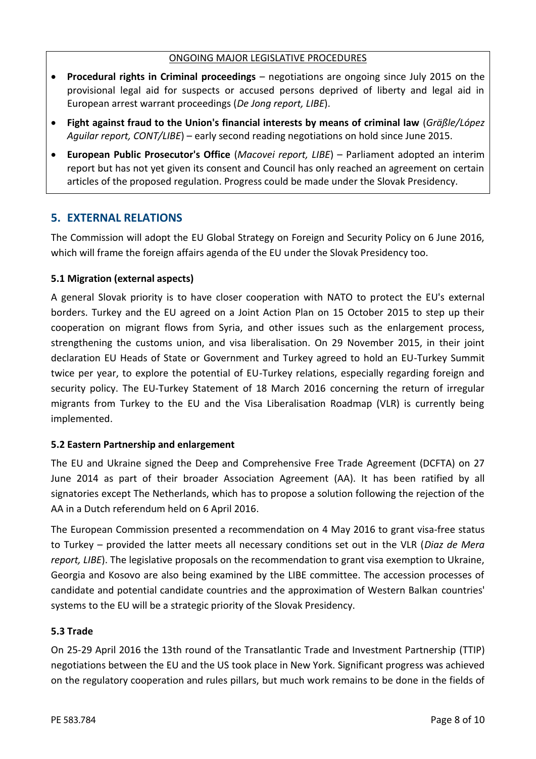ONGOING MAJOR LEGISLATIVE PROCEDURES

- **Procedural rights in Criminal proceedings** – negotiations are ongoing since July 2015 on the provisional legal aid for suspects or accused persons deprived of liberty and legal aid in European arrest warrant proceedings (*De Jong report, LIBE*).
- **Fight against fraud to the Union's financial interests by means of criminal law** (*Gräßle/López Aguilar report, CONT/LIBE*) – early second reading negotiations on hold since June 2015.
- **European Public Prosecutor's Office** (*Macovei report, LIBE*) – Parliament adopted an interim report but has not yet given its consent and Council has only reached an agreement on certain articles of the proposed regulation. Progress could be made under the Slovak Presidency.

## 5. EXTERNAL RELATIONS

The Commission will adopt the EU Global Strategy on Foreign and Security Policy on 6 June 2016, which will frame the foreign affairs agenda of the EU under the Slovak Presidency too.

### 5.1 Migration (external aspects)

A general Slovak priority is to have closer cooperation with NATO to protect the EU's external borders. Turkey and the EU agreed on a Joint Action Plan on 15 October 2015 to step up their cooperation on migrant flows from Syria, and other issues such as the enlargement process, strengthening the customs union, and visa liberalisation. On 29 November 2015, in their joint declaration EU Heads of State or Government and Turkey agreed to hold an EU-Turkey Summit twice per year, to explore the potential of EU-Turkey relations, especially regarding foreign and security policy. The EU-Turkey Statement of 18 March 2016 concerning the return of irregular migrants from Turkey to the EU and the Visa Liberalisation Roadmap (VLR) is currently being implemented.

### 5.2 Eastern Partnership and enlargement

The EU and Ukraine signed the Deep and Comprehensive Free Trade Agreement (DCFTA) on 27 June 2014 as part of their broader Association Agreement (AA). It has been ratified by all signatories except The Netherlands, which has to propose a solution following the rejection of the AA in a Dutch referendum held on 6 April 2016.

The European Commission presented a recommendation on 4 May 2016 to grant visa-free status to Turkey – provided the latter meets all necessary conditions set out in the VLR (*Diaz de Mera report, LIBE*). The legislative proposals on the recommendation to grant visa exemption to Ukraine, Georgia and Kosovo are also being examined by the LIBE committee. The accession processes of candidate and potential candidate countries and the approximation of Western Balkan countries' systems to the EU will be a strategic priority of the Slovak Presidency.

### 5.3 Trade

On 25-29 April 2016 the 13th round of the Transatlantic Trade and Investment Partnership (TTIP) negotiations between the EU and the US took place in New York. Significant progress was achieved on the regulatory cooperation and rules pillars, but much work remains to be done in the fields of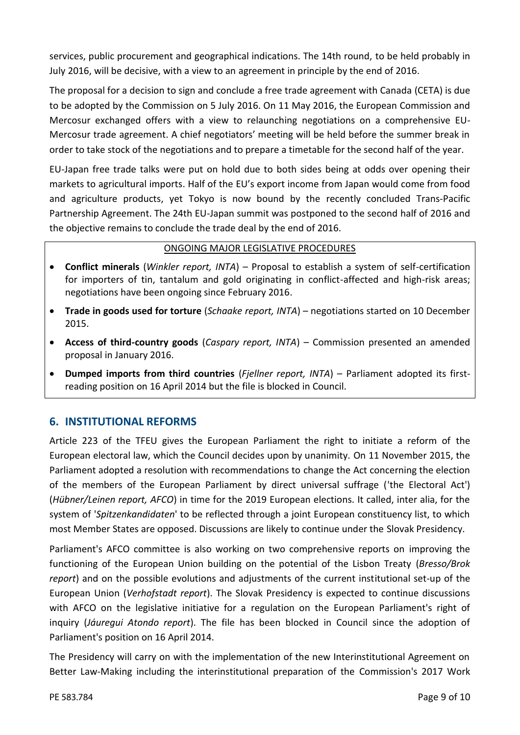services, public procurement and geographical indications. The 14th round, to be held probably in July 2016, will be decisive, with a view to an agreement in principle by the end of 2016.

The proposal for a decision to sign and conclude a free trade agreement with Canada (CETA) is due to be adopted by the Commission on 5 July 2016. On 11 May 2016, the European Commission and Mercosur exchanged offers with a view to relaunching negotiations on a comprehensive EU-Mercosur trade agreement. A chief negotiators' meeting will be held before the summer break in order to take stock of the negotiations and to prepare a timetable for the second half of the year.

EU-Japan free trade talks were put on hold due to both sides being at odds over opening their markets to agricultural imports. Half of the EU's export income from Japan would come from food and agriculture products, yet Tokyo is now bound by the recently concluded Trans-Pacific Partnership Agreement. The 24th EU-Japan summit was postponed to the second half of 2016 and the objective remains to conclude the trade deal by the end of 2016.

ONGOING MAJOR LEGISLATIVE PROCEDURES

- **Conflict minerals** (*Winkler report, INTA*) – Proposal to establish a system of self-certification for importers of tin, tantalum and gold originating in conflict-affected and high-risk areas; negotiations have been ongoing since February 2016.
- **Trade in goods used for torture** (*Schaake report, INTA*) – negotiations started on 10 December 2015.
- **Access of third-country goods** (*Caspary report, INTA*) – Commission presented an amended proposal in January 2016.
- **Dumped imports from third countries** (*Fjellner report, INTA*) – Parliament adopted its first-reading position on 16 April 2014 but the file is blocked in Council.

## 6. INSTITUTIONAL REFORMS

Article 223 of the TFEU gives the European Parliament the right to initiate a reform of the European electoral law, which the Council decides upon by unanimity. On 11 November 2015, the Parliament adopted a resolution with recommendations to change the Act concerning the election of the members of the European Parliament by direct universal suffrage ('the Electoral Act') (*Hübner/Leinen report, AFCO*) in time for the 2019 European elections. It called, inter alia, for the system of '*Spitzenkandidaten*' to be reflected through a joint European constituency list, to which most Member States are opposed. Discussions are likely to continue under the Slovak Presidency.

Parliament's AFCO committee is also working on two comprehensive reports on improving the functioning of the European Union building on the potential of the Lisbon Treaty (*Bresso/Brok report*) and on the possible evolutions and adjustments of the current institutional set-up of the European Union (*Verhofstadt report*). The Slovak Presidency is expected to continue discussions with AFCO on the legislative initiative for a regulation on the European Parliament's right of inquiry (*Jáuregui Atondo report*). The file has been blocked in Council since the adoption of Parliament's position on 16 April 2014.

The Presidency will carry on with the implementation of the new Interinstitutional Agreement on Better Law-Making including the interinstitutional preparation of the Commission's 2017 Work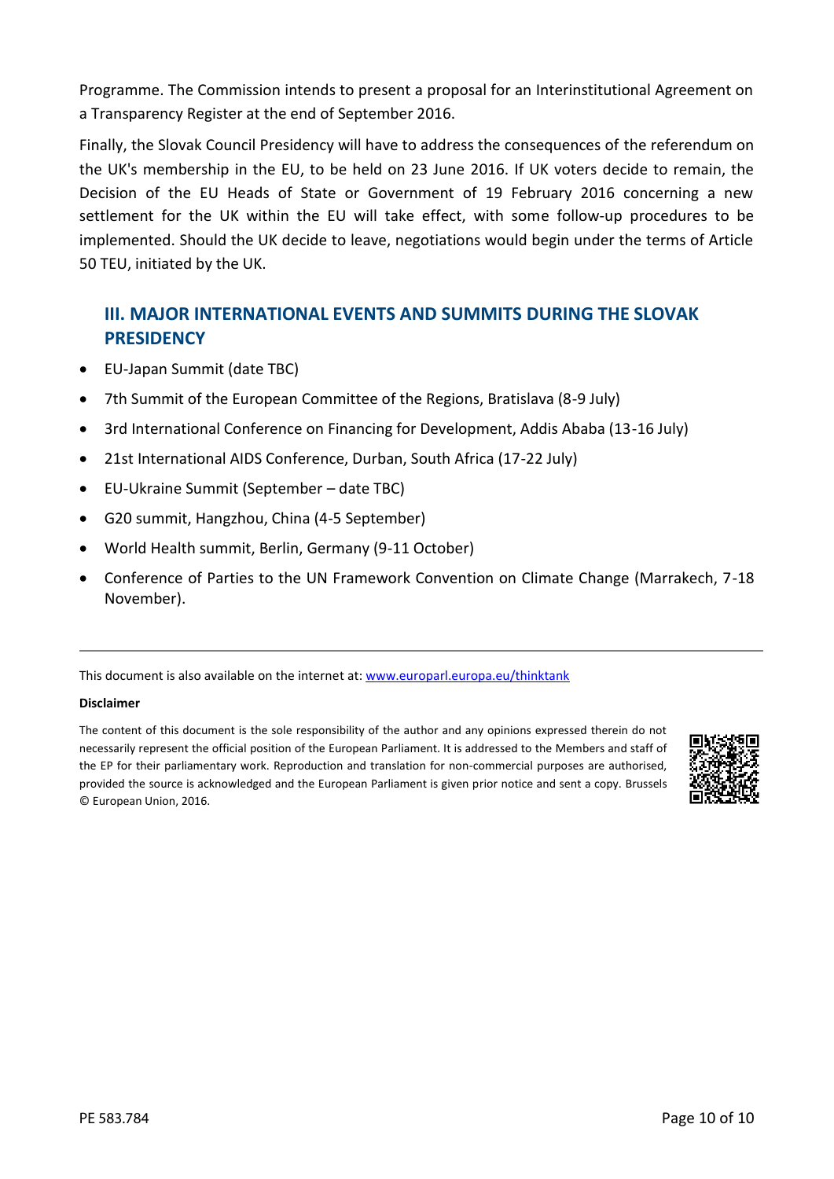Programme. The Commission intends to present a proposal for an Interinstitutional Agreement on a Transparency Register at the end of September 2016.

Finally, the Slovak Council Presidency will have to address the consequences of the referendum on the UK's membership in the EU, to be held on 23 June 2016. If UK voters decide to remain, the Decision of the EU Heads of State or Government of 19 February 2016 concerning a new settlement for the UK within the EU will take effect, with some follow-up procedures to be implemented. Should the UK decide to leave, negotiations would begin under the terms of Article 50 TEU, initiated by the UK.

## III. MAJOR INTERNATIONAL EVENTS AND SUMMITS DURING THE SLOVAK PRESIDENCY

- EU-Japan Summit (date TBC)
- 7th Summit of the European Committee of the Regions, Bratislava (8-9 July)
- 3rd International Conference on Financing for Development, Addis Ababa (13-16 July)
- 21st International AIDS Conference, Durban, South Africa (17-22 July)
- EU-Ukraine Summit (September – date TBC)
- G20 summit, Hangzhou, China (4-5 September)
- World Health summit, Berlin, Germany (9-11 October)
- Conference of Parties to the UN Framework Convention on Climate Change (Marrakech, 7-18 November).

---

This document is also available on the internet at: [www.europarl.europa.eu/thinktank](http://www.europarl.europa.eu/thinktank)

**Disclaimer**

The content of this document is the sole responsibility of the author and any opinions expressed therein do not necessarily represent the official position of the European Parliament. It is addressed to the Members and staff of the EP for their parliamentary work. Reproduction and translation for non-commercial purposes are authorised, provided the source is acknowledged and the European Parliament is given prior notice and sent a copy. Brussels © European Union, 2016.

PE 583.784